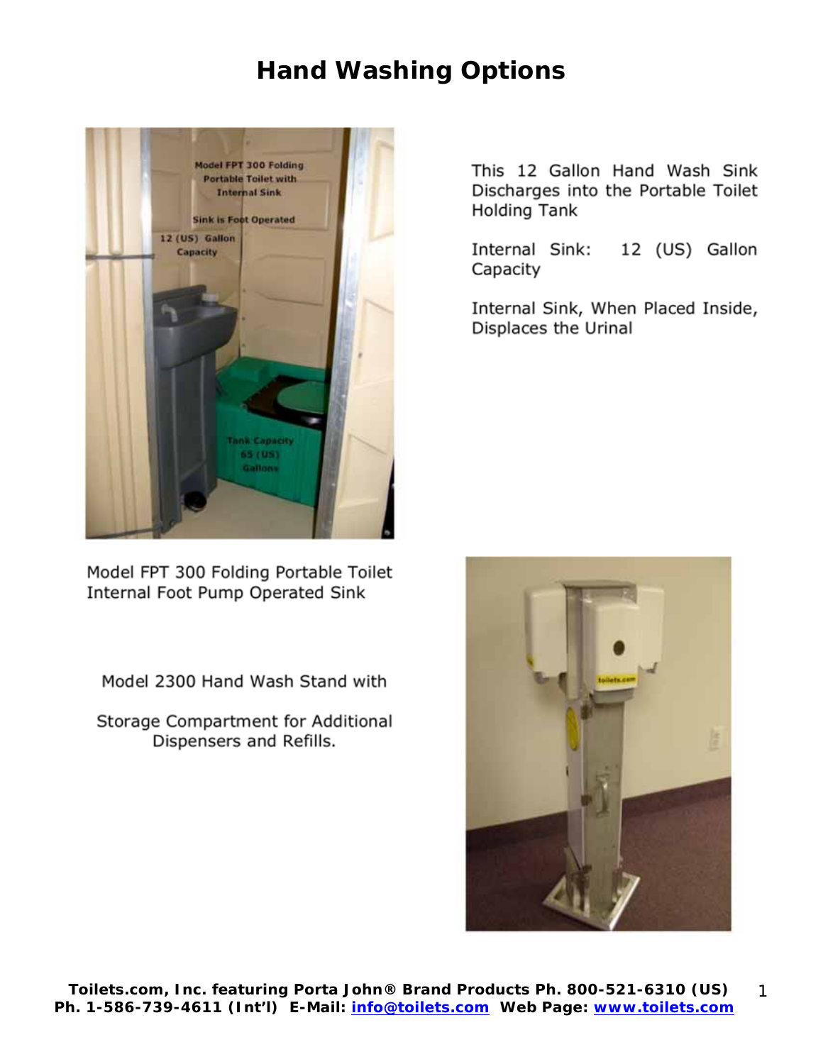# Hand Washing Options

This 12 Gallon Hand Wash Sink Discharges into the Portable Toilet Holding Tank

Internal Sink: 12 (US) Gallon Capacity

Internal Sink, When Placed Inside, Displaces the Urinal

Model FPT 300 Folding Portable Toilet Internal Foot Pump Operated Sink

Model 2300 Hand Wash Stand with

Storage Compartment for Additional Dispensers and Refills.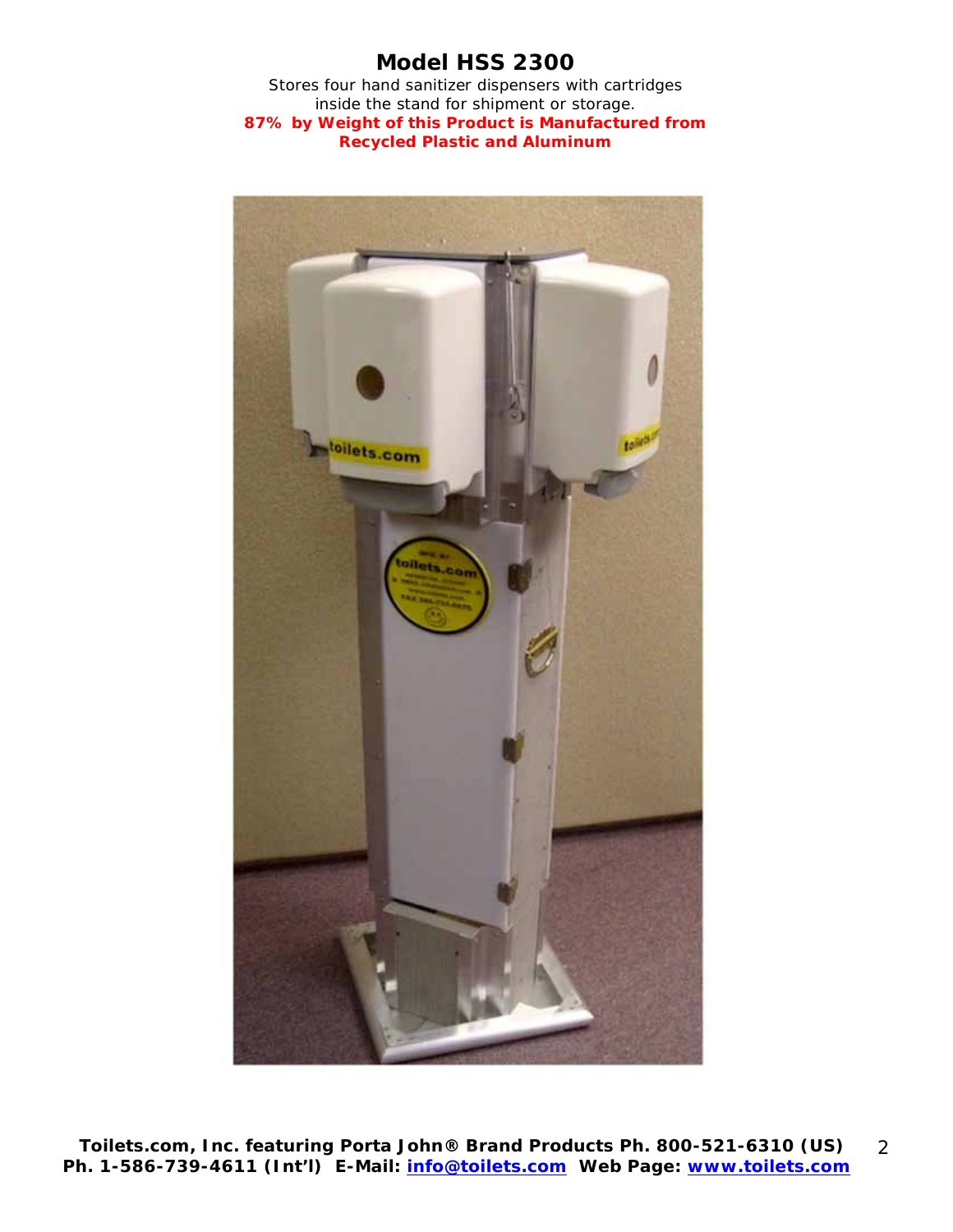# Model HSS 2300

Stores four hand sanitizer dispensers with cartridges inside the stand for shipment or storage.

**87% by Weight of this Product is Manufactured from Recycled Plastic and Aluminum**

**Toilets.com, Inc. featuring Porta John® Brand Products Ph. 800-521-6310 (US) Ph. 1-586-739-4611 (Int'l) E-Mail: info@toilets.com Web Page: www.toilets.com**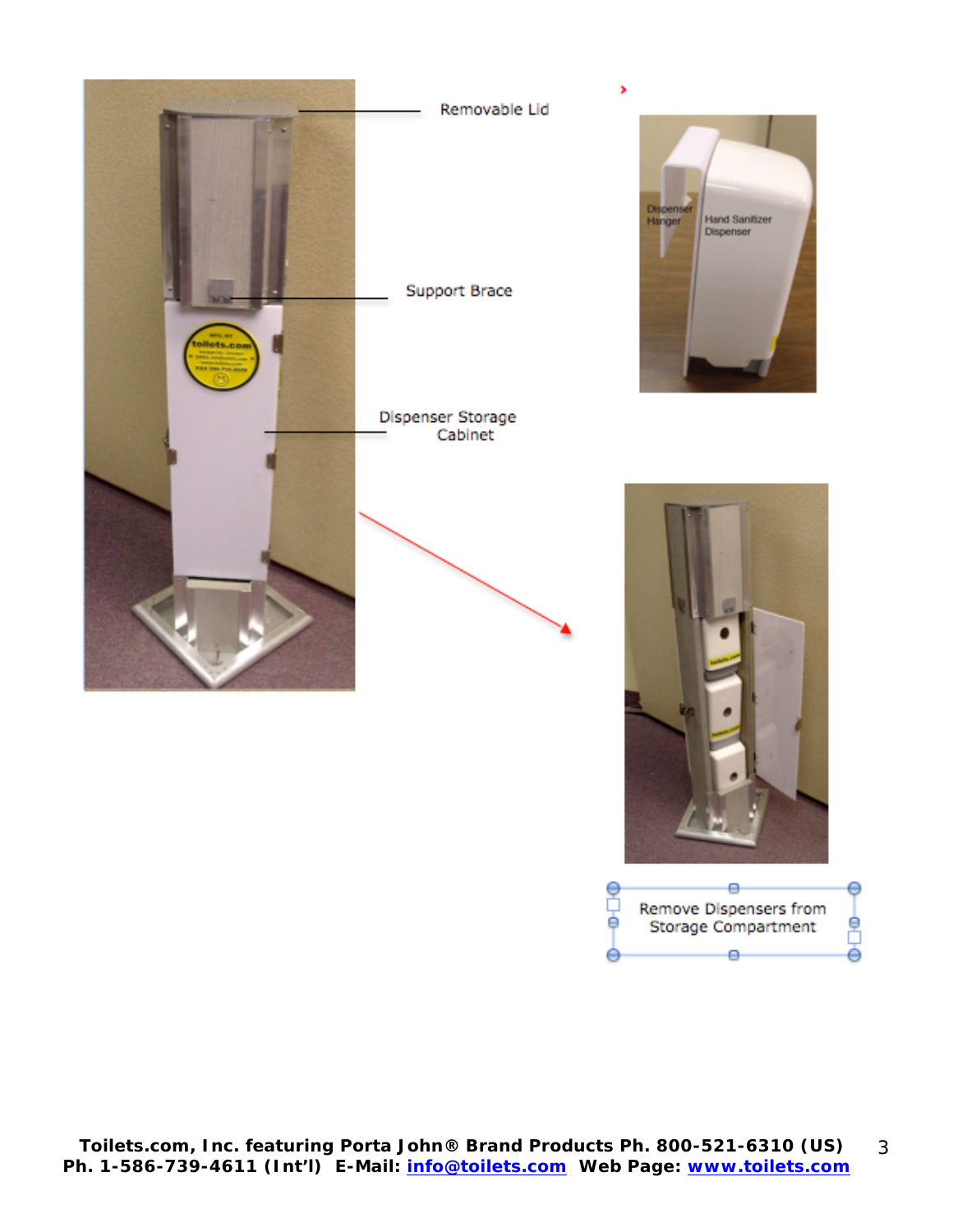Removable Lid

Support Brace

Dispenser Storage Cabinet

Dispenser Hanger

Hand Sanitizer Dispenser

Remove Dispensers from Storage Compartment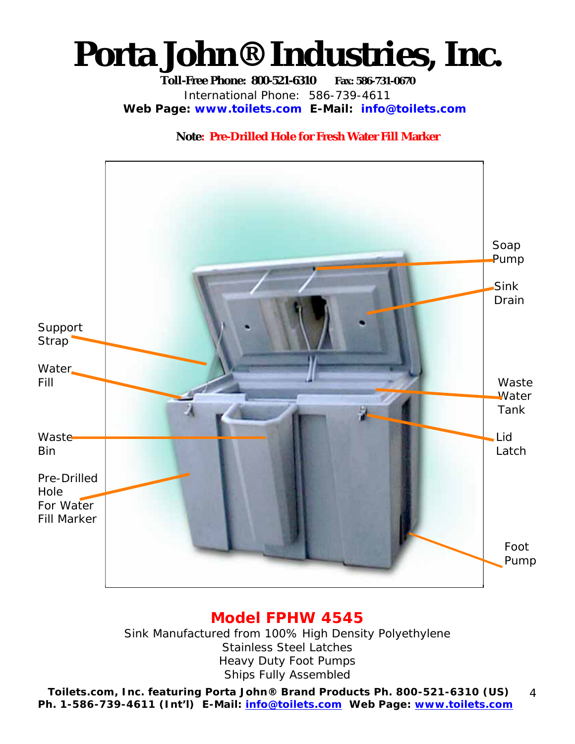# Porta John® Industries, Inc.

**Toll-Free Phone: 800-521-6310** **Fax: 586-731-0670**

International Phone: 586-739-4611

**Web Page: www.toilets.com E-Mail: info@toilets.com**

**Note: Pre-Drilled Hole for Fresh Water Fill Marker**

Soap Pump

Sink Drain

Support Strap

Water Fill

Waste Water Tank

Waste Bin

Lid Latch

Pre-Drilled Hole For Water Fill Marker

Foot Pump

## Model FPHW 4545

Sink Manufactured from 100% High Density Polyethylene
Stainless Steel Latches
Heavy Duty Foot Pumps
Ships Fully Assembled

**Toilets.com, Inc. featuring Porta John® Brand Products Ph. 800-521-6310 (US)**
**Ph. 1-586-739-4611 (Int'l) E-Mail: info@toilets.com Web Page: www.toilets.com**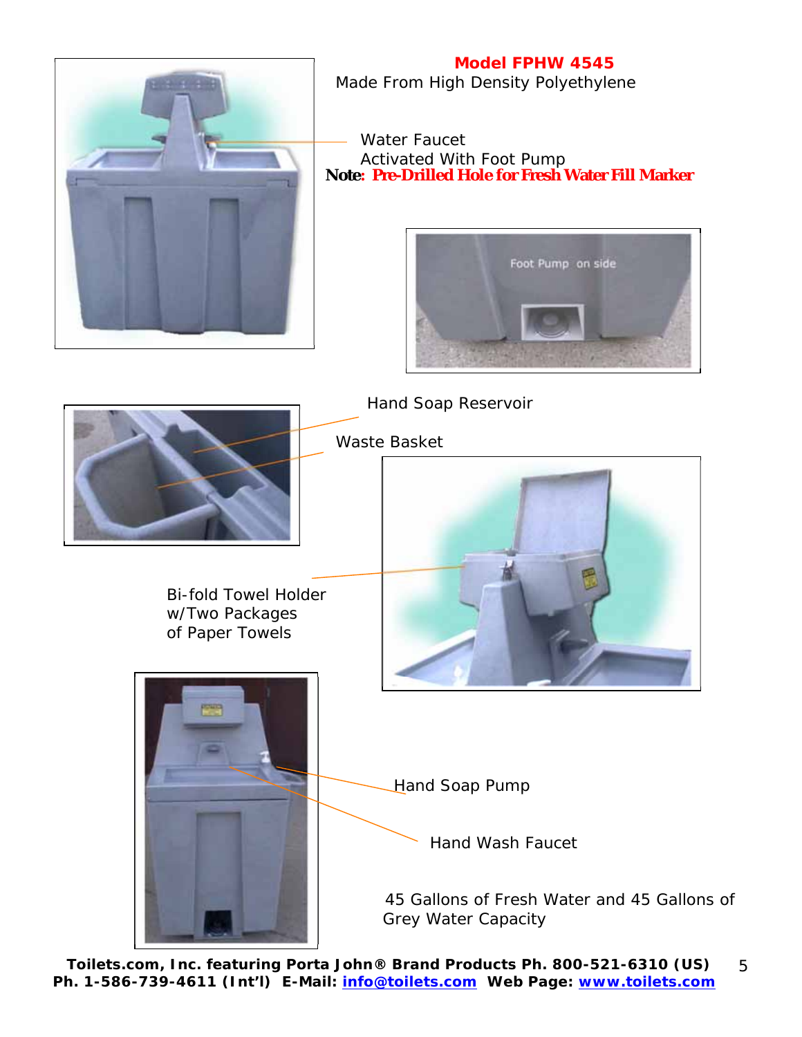## Model FPHW 4545

Made From High Density Polyethylene

Water Faucet
Activated With Foot Pump

**Note: Pre-Drilled Hole for Fresh Water Fill Marker**

Hand Soap Reservoir

Waste Basket

Bi-fold Towel Holder
w/Two Packages
of Paper Towels

Hand Soap Pump

Hand Wash Faucet

45 Gallons of Fresh Water and 45 Gallons of Grey Water Capacity

**Toilets.com, Inc. featuring Porta John® Brand Products Ph. 800-521-6310 (US)**
**Ph. 1-586-739-4611 (Int'l) E-Mail: info@toilets.com Web Page: www.toilets.com**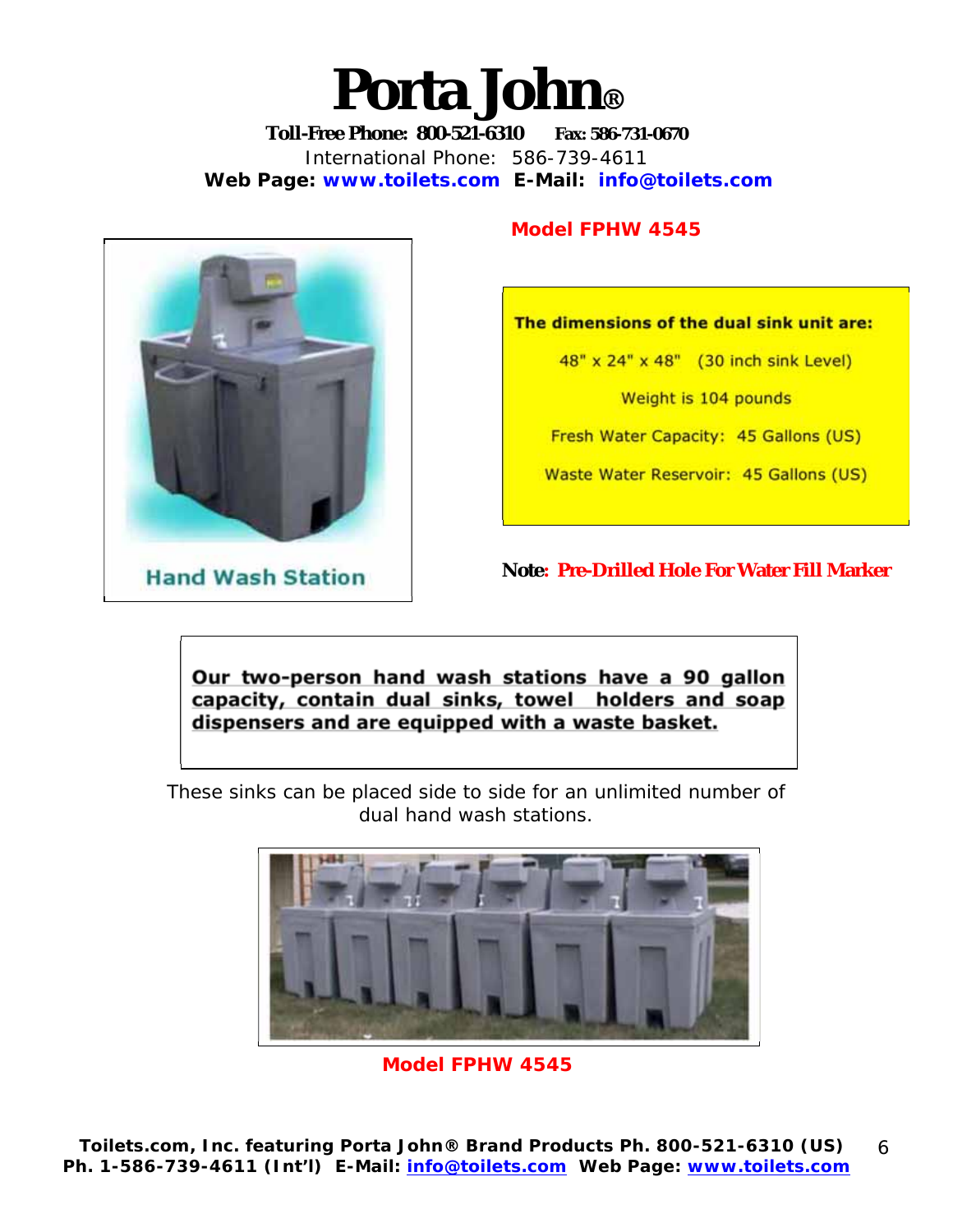# Porta John®

**Toll-Free Phone: 800-521-6310 Fax: 586-731-0670**

International Phone: 586-739-4611

**Web Page: www.toilets.com E-Mail: info@toilets.com**

Hand Wash Station

**Model FPHW 4545**

**The dimensions of the dual sink unit are:**

48" x 24" x 48" (30 inch sink Level)

Weight is 104 pounds

Fresh Water Capacity: 45 Gallons (US)

Waste Water Reservoir: 45 Gallons (US)

**Note: Pre-Drilled Hole For Water Fill Marker**

**Our two-person hand wash stations have a 90 gallon capacity, contain dual sinks, towel holders and soap dispensers and are equipped with a waste basket.**

These sinks can be placed side to side for an unlimited number of dual hand wash stations.

**Model FPHW 4545**

**Toilets.com, Inc. featuring Porta John® Brand Products Ph. 800-521-6310 (US) Ph. 1-586-739-4611 (Int'l) E-Mail: info@toilets.com Web Page: www.toilets.com**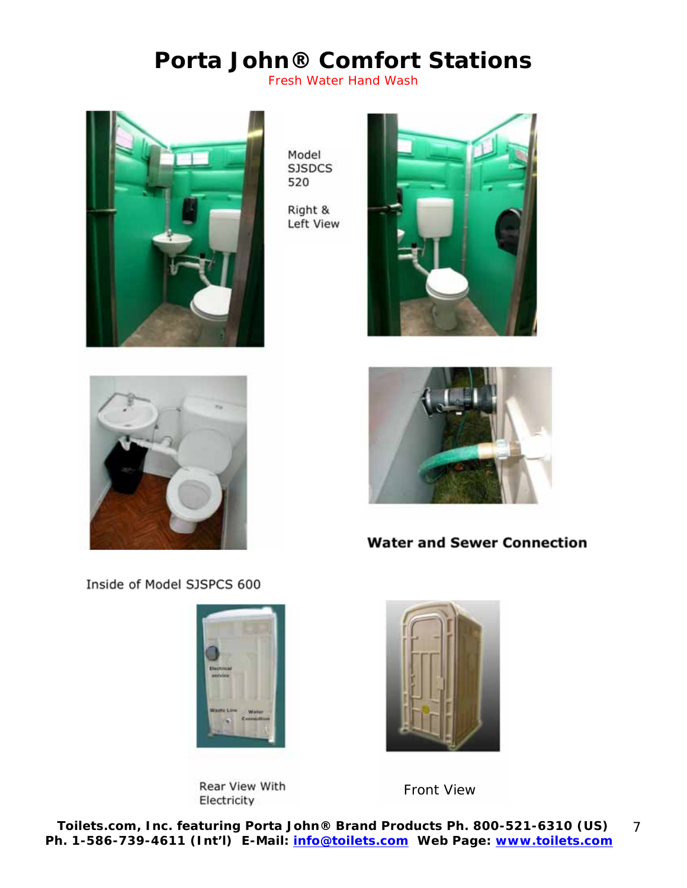# Porta John® Comfort Stations

Fresh Water Hand Wash

Model SJSDCS 520

Right & Left View

Water and Sewer Connection

Inside of Model SJSPCS 600

Rear View With Electricity

Front View

**Toilets.com, Inc. featuring Porta John® Brand Products Ph. 800-521-6310 (US) Ph. 1-586-739-4611 (Int'l) E-Mail: info@toilets.com Web Page: www.toilets.com**